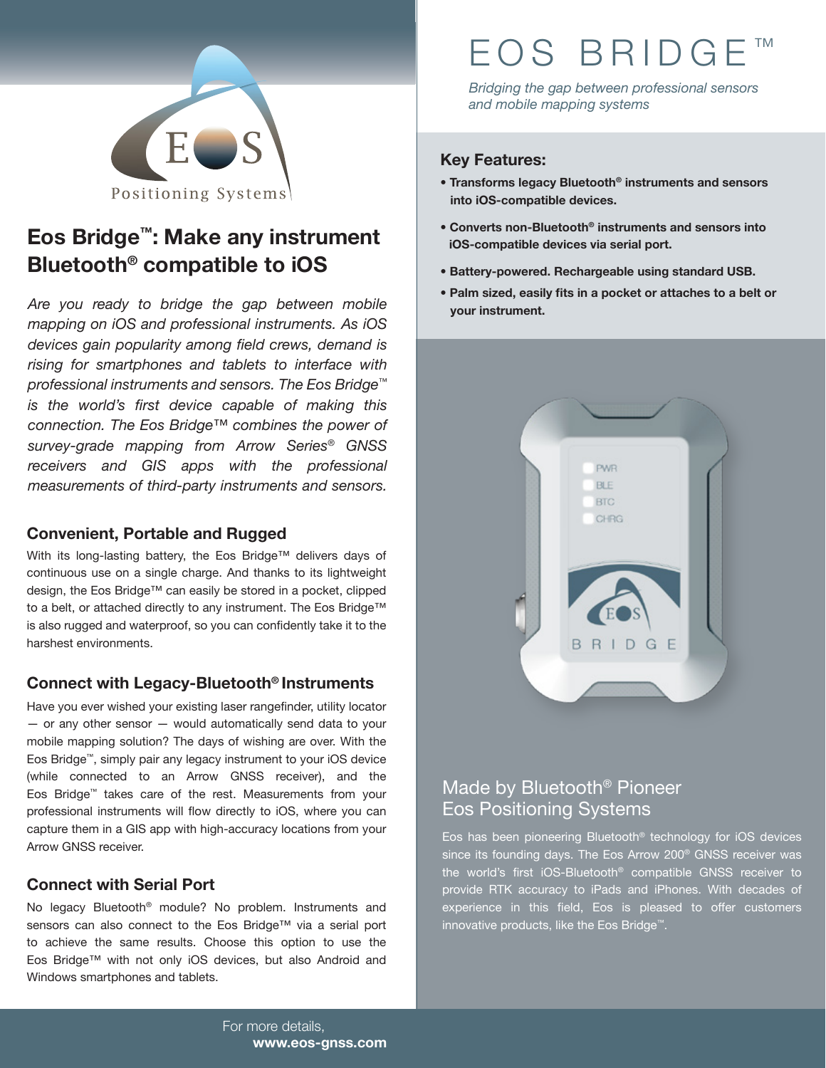# EOS BRIDGE™

*Bridging the gap between professional sensors and mobile mapping systems*

## Eos Bridge™: Make any instrument Bluetooth® compatible to iOS

*Are you ready to bridge the gap between mobile mapping on iOS and professional instruments. As iOS devices gain popularity among field crews, demand is rising for smartphones and tablets to interface with professional instruments and sensors. The Eos Bridge™ is the world's first device capable of making this connection. The Eos Bridge™ combines the power of survey-grade mapping from Arrow Series® GNSS receivers and GIS apps with the professional measurements of third-party instruments and sensors.*

### Convenient, Portable and Rugged

With its long-lasting battery, the Eos Bridge™ delivers days of continuous use on a single charge. And thanks to its lightweight design, the Eos Bridge™ can easily be stored in a pocket, clipped to a belt, or attached directly to any instrument. The Eos Bridge™ is also rugged and waterproof, so you can confidently take it to the harshest environments.

### Connect with Legacy-Bluetooth® Instruments

Have you ever wished your existing laser rangefinder, utility locator — or any other sensor — would automatically send data to your mobile mapping solution? The days of wishing are over. With the Eos Bridge™, simply pair any legacy instrument to your iOS device (while connected to an Arrow GNSS receiver), and the Eos Bridge™ takes care of the rest. Measurements from your professional instruments will flow directly to iOS, where you can capture them in a GIS app with high-accuracy locations from your Arrow GNSS receiver.

### Connect with Serial Port

No legacy Bluetooth® module? No problem. Instruments and sensors can also connect to the Eos Bridge™ via a serial port to achieve the same results. Choose this option to use the Eos Bridge™ with not only iOS devices, but also Android and Windows smartphones and tablets.

### Key Features:

- **Transforms legacy Bluetooth® instruments and sensors into iOS-compatible devices.**
- **Converts non-Bluetooth® instruments and sensors into iOS-compatible devices via serial port.**
- **Battery-powered. Rechargeable using standard USB.**
- **Palm sized, easily fits in a pocket or attaches to a belt or your instrument.**

## Made by Bluetooth® Pioneer Eos Positioning Systems

Eos has been pioneering Bluetooth® technology for iOS devices since its founding days. The Eos Arrow 200® GNSS receiver was the world's first iOS-Bluetooth® compatible GNSS receiver to provide RTK accuracy to iPads and iPhones. With decades of experience in this field, Eos is pleased to offer customers innovative products, like the Eos Bridge™.

For more details,
**www.eos-gnss.com**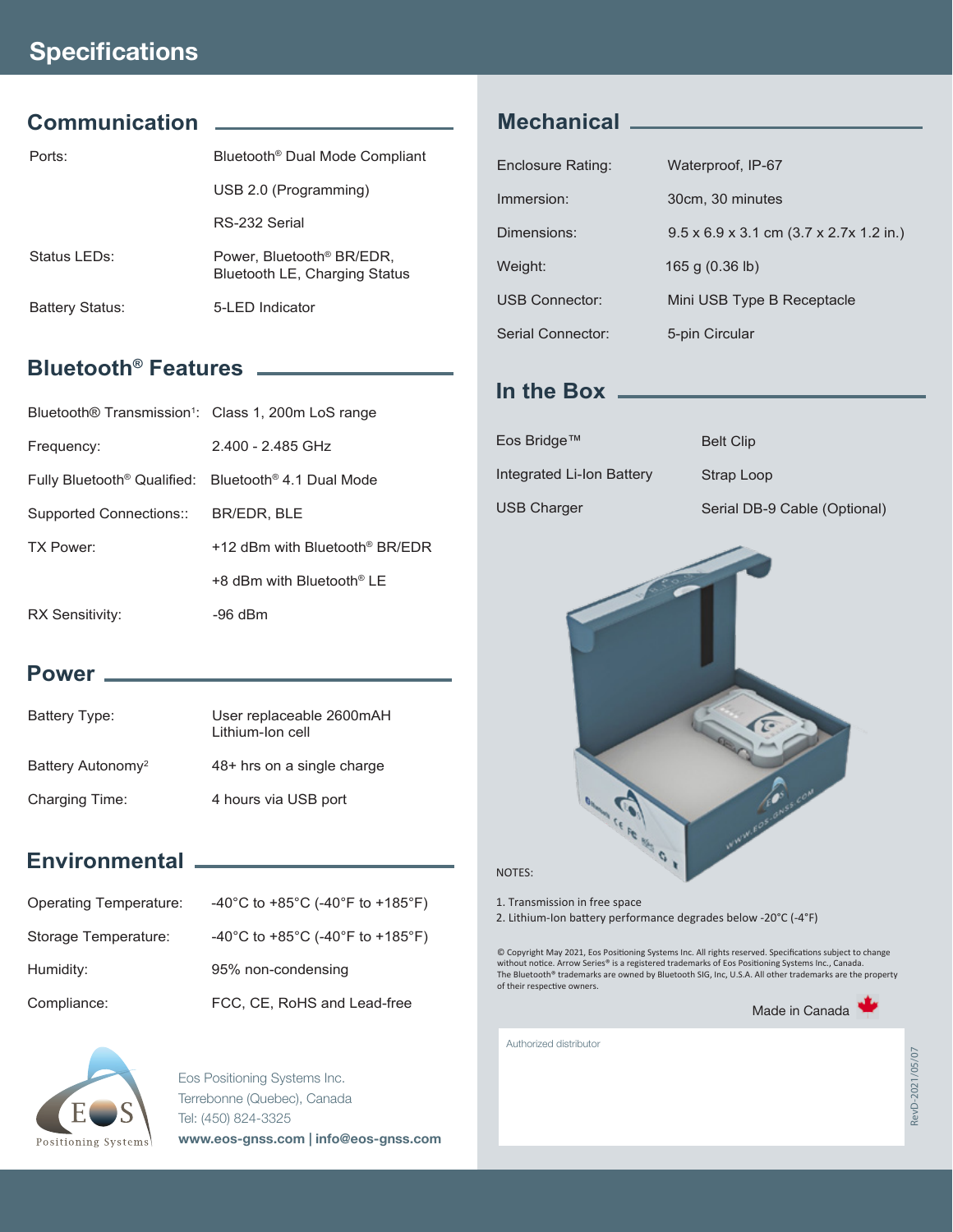# Specifications

## Communication

| | |
|---|---|
| Ports: | Bluetooth® Dual Mode Compliant |
| | USB 2.0 (Programming) |
| | RS-232 Serial |
| Status LEDs: | Power, Bluetooth® BR/EDR, Bluetooth LE, Charging Status |
| Battery Status: | 5-LED Indicator |

## Bluetooth® Features

| | |
|---|---|
| Bluetooth® Transmission[1]: | Class 1, 200m LoS range |
| Frequency: | 2.400 - 2.485 GHz |
| Fully Bluetooth® Qualified: | Bluetooth® 4.1 Dual Mode |
| Supported Connections:: | BR/EDR, BLE |
| TX Power: | +12 dBm with Bluetooth® BR/EDR |
| | +8 dBm with Bluetooth® LE |
| RX Sensitivity: | -96 dBm |

## Power

| | |
|---|---|
| Battery Type: | User replaceable 2600mAH Lithium-Ion cell |
| Battery Autonomy[2] | 48+ hrs on a single charge |
| Charging Time: | 4 hours via USB port |

## Environmental

| | |
|---|---|
| Operating Temperature: | -40°C to +85°C (-40°F to +185°F) |
| Storage Temperature: | -40°C to +85°C (-40°F to +185°F) |
| Humidity: | 95% non-condensing |
| Compliance: | FCC, CE, RoHS and Lead-free |

## Mechanical

| | |
|---|---|
| Enclosure Rating: | Waterproof, IP-67 |
| Immersion: | 30cm, 30 minutes |
| Dimensions: | 9.5 x 6.9 x 3.1 cm (3.7 x 2.7x 1.2 in.) |
| Weight: | 165 g (0.36 lb) |
| USB Connector: | Mini USB Type B Receptacle |
| Serial Connector: | 5-pin Circular |

## In the Box

| | |
|---|---|
| Eos Bridge™ | Belt Clip |
| Integrated Li-Ion Battery | Strap Loop |
| USB Charger | Serial DB-9 Cable (Optional) |

NOTES:

1. Transmission in free space
2. Lithium-Ion battery performance degrades below -20°C (-4°F)

© Copyright May 2021, Eos Positioning Systems Inc. All rights reserved. Specifications subject to change without notice. Arrow Series® is a registered trademarks of Eos Positioning Systems Inc., Canada. The Bluetooth® trademarks are owned by Bluetooth SIG, Inc, U.S.A. All other trademarks are the property of their respective owners.

Made in Canada

Authorized distributor

Eos Positioning Systems Inc.
Terrebonne (Quebec), Canada
Tel: (450) 824-3325
**www.eos-gnss.com | info@eos-gnss.com**

RevD-2021/05/07